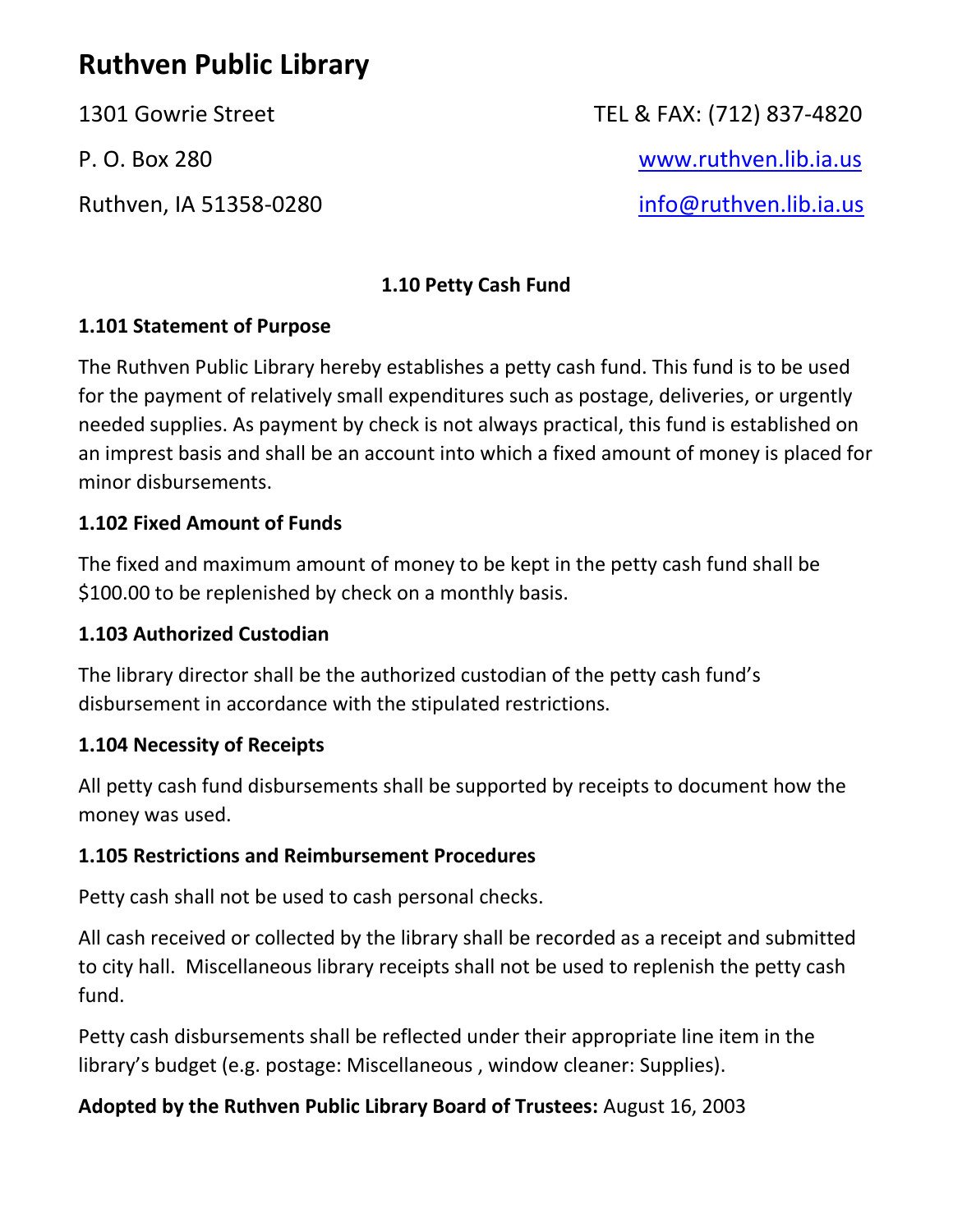# Ruthven Public Library

1301 Gowrie Street
P. O. Box 280
Ruthven, IA 51358-0280

TEL & FAX: (712) 837-4820
www.ruthven.lib.ia.us
info@ruthven.lib.ia.us

## 1.10 Petty Cash Fund

### 1.101 Statement of Purpose

The Ruthven Public Library hereby establishes a petty cash fund. This fund is to be used for the payment of relatively small expenditures such as postage, deliveries, or urgently needed supplies. As payment by check is not always practical, this fund is established on an imprest basis and shall be an account into which a fixed amount of money is placed for minor disbursements.

### 1.102 Fixed Amount of Funds

The fixed and maximum amount of money to be kept in the petty cash fund shall be $100.00 to be replenished by check on a monthly basis.

### 1.103 Authorized Custodian

The library director shall be the authorized custodian of the petty cash fund's disbursement in accordance with the stipulated restrictions.

### 1.104 Necessity of Receipts

All petty cash fund disbursements shall be supported by receipts to document how the money was used.

### 1.105 Restrictions and Reimbursement Procedures

Petty cash shall not be used to cash personal checks.

All cash received or collected by the library shall be recorded as a receipt and submitted to city hall. Miscellaneous library receipts shall not be used to replenish the petty cash fund.

Petty cash disbursements shall be reflected under their appropriate line item in the library's budget (e.g. postage: Miscellaneous , window cleaner: Supplies).

**Adopted by the Ruthven Public Library Board of Trustees:** August 16, 2003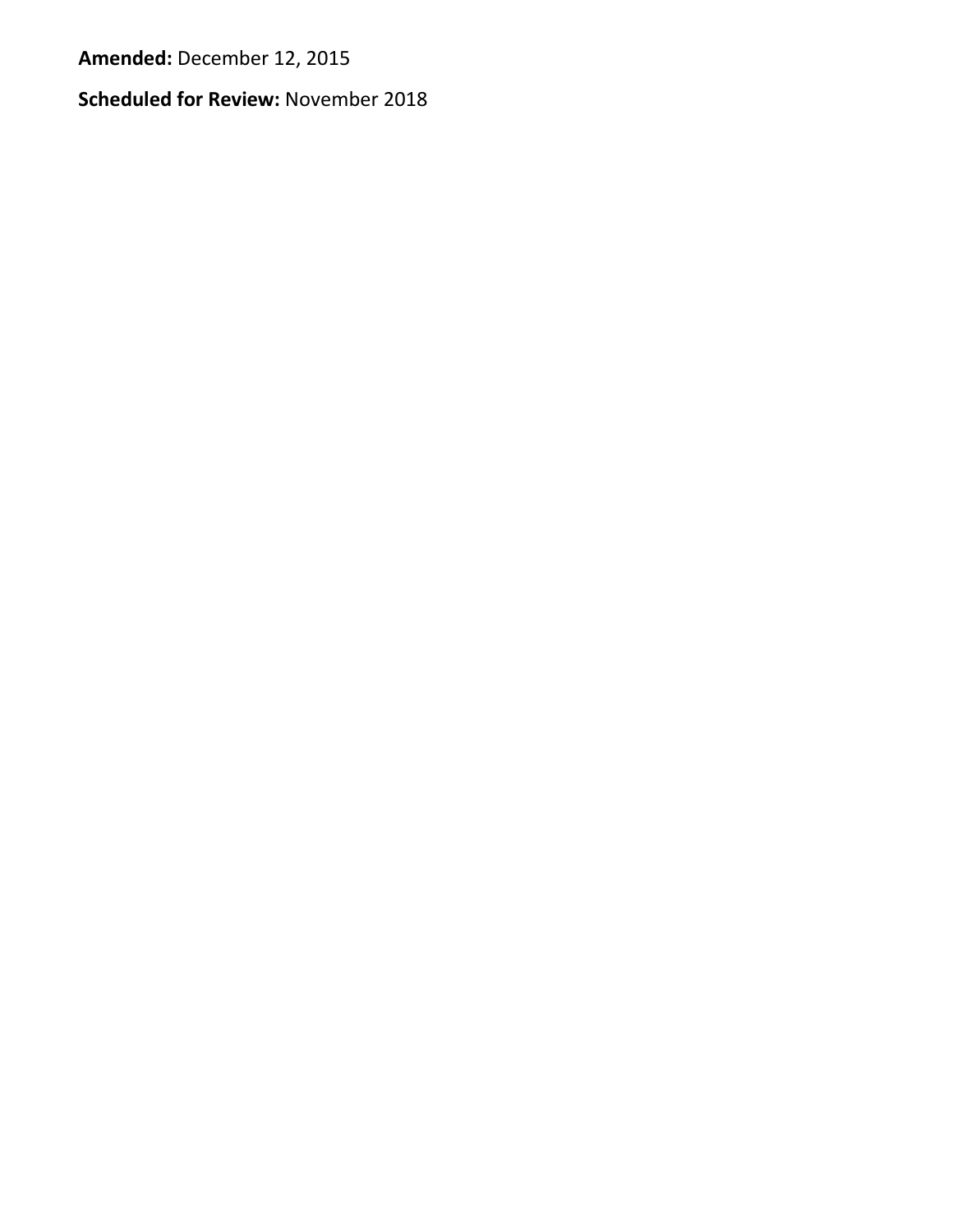**Amended:** December 12, 2015

**Scheduled for Review:** November 2018